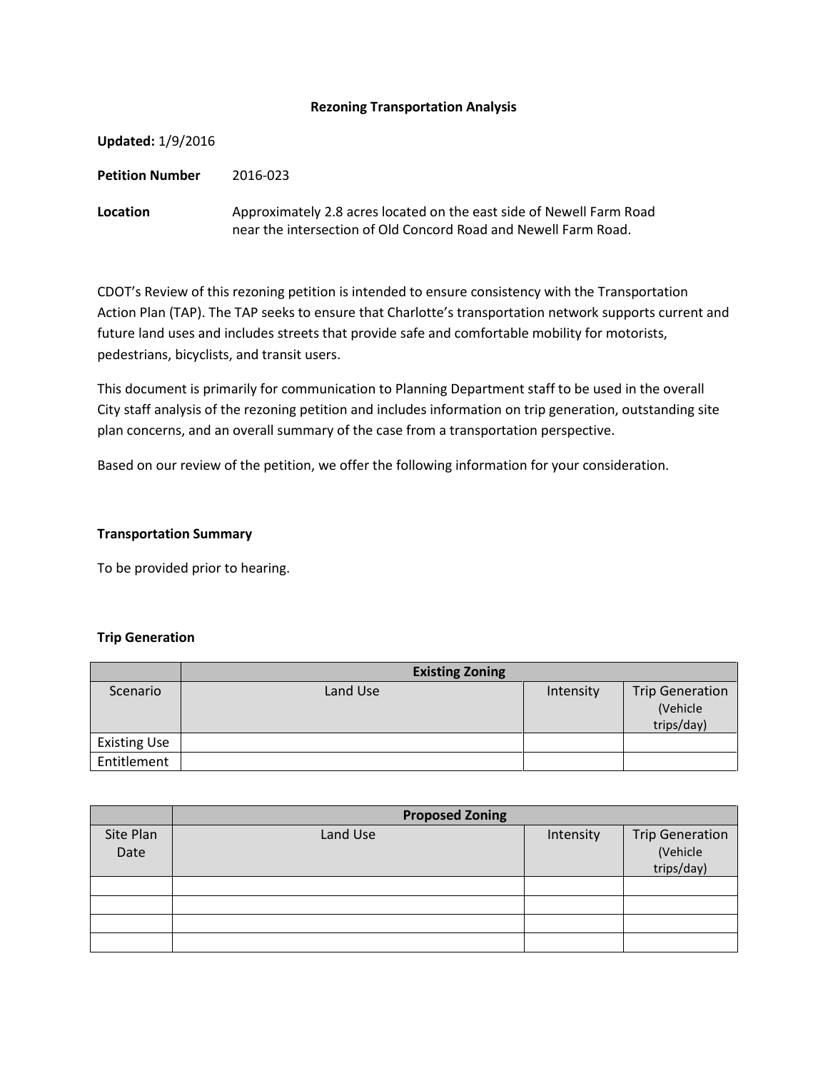# Rezoning Transportation Analysis

**Updated:** 1/9/2016

**Petition Number** 2016-023

**Location** Approximately 2.8 acres located on the east side of Newell Farm Road near the intersection of Old Concord Road and Newell Farm Road.

CDOT's Review of this rezoning petition is intended to ensure consistency with the Transportation Action Plan (TAP). The TAP seeks to ensure that Charlotte's transportation network supports current and future land uses and includes streets that provide safe and comfortable mobility for motorists, pedestrians, bicyclists, and transit users.

This document is primarily for communication to Planning Department staff to be used in the overall City staff analysis of the rezoning petition and includes information on trip generation, outstanding site plan concerns, and an overall summary of the case from a transportation perspective.

Based on our review of the petition, we offer the following information for your consideration.

## Transportation Summary

To be provided prior to hearing.

## Trip Generation

| | Existing Zoning | | |
|---|---|---|---|
| Scenario | Land Use | Intensity | Trip Generation (Vehicle trips/day) |
| Existing Use | | | |
| Entitlement | | | |

| | Proposed Zoning | | |
|---|---|---|---|
| Site Plan Date | Land Use | Intensity | Trip Generation (Vehicle trips/day) |
| | | | |
| | | | |
| | | | |
| | | | |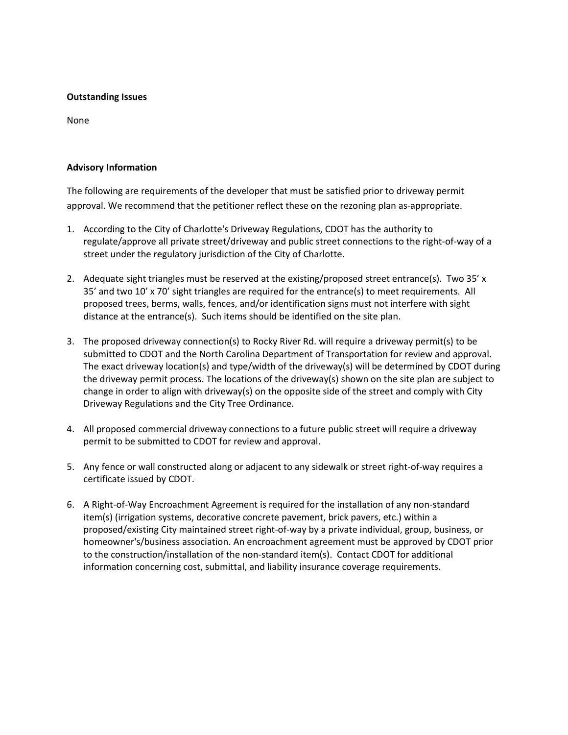**Outstanding Issues**

None

**Advisory Information**

The following are requirements of the developer that must be satisfied prior to driveway permit approval. We recommend that the petitioner reflect these on the rezoning plan as-appropriate.

1. According to the City of Charlotte's Driveway Regulations, CDOT has the authority to regulate/approve all private street/driveway and public street connections to the right-of-way of a street under the regulatory jurisdiction of the City of Charlotte.

2. Adequate sight triangles must be reserved at the existing/proposed street entrance(s). Two 35' x 35' and two 10' x 70' sight triangles are required for the entrance(s) to meet requirements. All proposed trees, berms, walls, fences, and/or identification signs must not interfere with sight distance at the entrance(s). Such items should be identified on the site plan.

3. The proposed driveway connection(s) to Rocky River Rd. will require a driveway permit(s) to be submitted to CDOT and the North Carolina Department of Transportation for review and approval. The exact driveway location(s) and type/width of the driveway(s) will be determined by CDOT during the driveway permit process. The locations of the driveway(s) shown on the site plan are subject to change in order to align with driveway(s) on the opposite side of the street and comply with City Driveway Regulations and the City Tree Ordinance.

4. All proposed commercial driveway connections to a future public street will require a driveway permit to be submitted to CDOT for review and approval.

5. Any fence or wall constructed along or adjacent to any sidewalk or street right-of-way requires a certificate issued by CDOT.

6. A Right-of-Way Encroachment Agreement is required for the installation of any non-standard item(s) (irrigation systems, decorative concrete pavement, brick pavers, etc.) within a proposed/existing City maintained street right-of-way by a private individual, group, business, or homeowner's/business association. An encroachment agreement must be approved by CDOT prior to the construction/installation of the non-standard item(s). Contact CDOT for additional information concerning cost, submittal, and liability insurance coverage requirements.